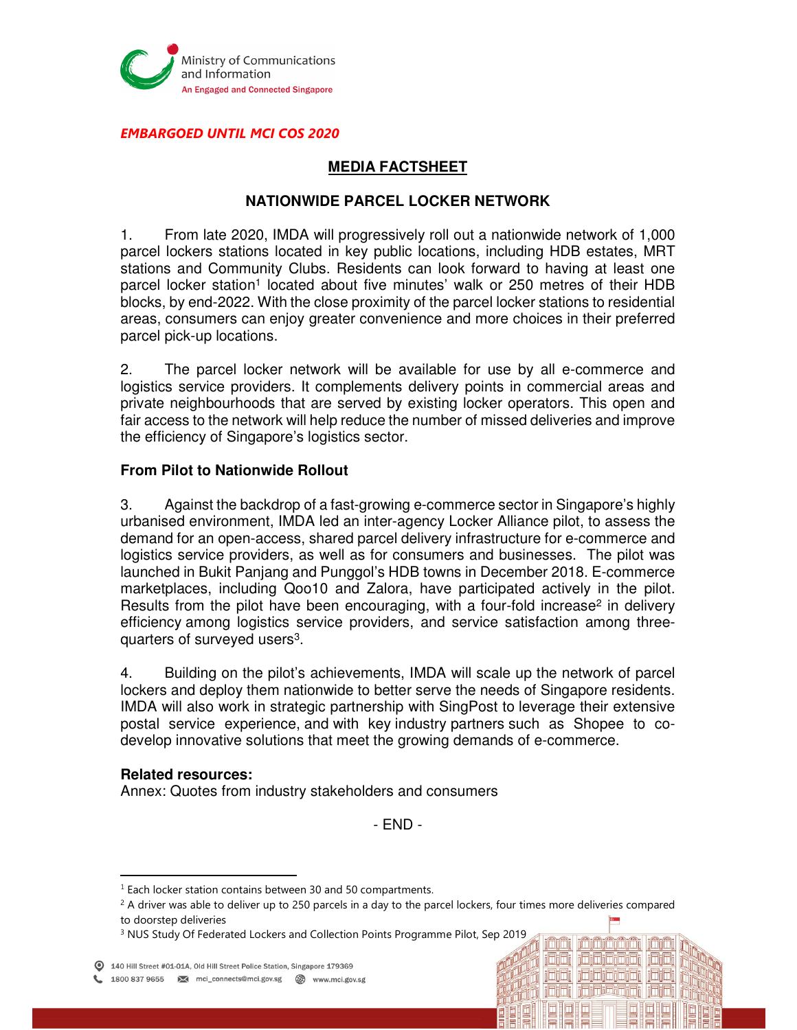Ministry of Communications and Information
An Engaged and Connected Singapore

*EMBARGOED UNTIL MCI COS 2020*

## MEDIA FACTSHEET

## NATIONWIDE PARCEL LOCKER NETWORK

1. From late 2020, IMDA will progressively roll out a nationwide network of 1,000 parcel lockers stations located in key public locations, including HDB estates, MRT stations and Community Clubs. Residents can look forward to having at least one parcel locker station[1] located about five minutes' walk or 250 metres of their HDB blocks, by end-2022. With the close proximity of the parcel locker stations to residential areas, consumers can enjoy greater convenience and more choices in their preferred parcel pick-up locations.

2. The parcel locker network will be available for use by all e-commerce and logistics service providers. It complements delivery points in commercial areas and private neighbourhoods that are served by existing locker operators. This open and fair access to the network will help reduce the number of missed deliveries and improve the efficiency of Singapore's logistics sector.

### From Pilot to Nationwide Rollout

3. Against the backdrop of a fast-growing e-commerce sector in Singapore's highly urbanised environment, IMDA led an inter-agency Locker Alliance pilot, to assess the demand for an open-access, shared parcel delivery infrastructure for e-commerce and logistics service providers, as well as for consumers and businesses. The pilot was launched in Bukit Panjang and Punggol's HDB towns in December 2018. E-commerce marketplaces, including Qoo10 and Zalora, have participated actively in the pilot. Results from the pilot have been encouraging, with a four-fold increase[2] in delivery efficiency among logistics service providers, and service satisfaction among three-quarters of surveyed users[3].

4. Building on the pilot's achievements, IMDA will scale up the network of parcel lockers and deploy them nationwide to better serve the needs of Singapore residents. IMDA will also work in strategic partnership with SingPost to leverage their extensive postal service experience, and with key industry partners such as Shopee to co-develop innovative solutions that meet the growing demands of e-commerce.

**Related resources:**
Annex: Quotes from industry stakeholders and consumers

- END -

---

[1] Each locker station contains between 30 and 50 compartments.

[2] A driver was able to deliver up to 250 parcels in a day to the parcel lockers, four times more deliveries compared to doorstep deliveries

[3] NUS Study Of Federated Lockers and Collection Points Programme Pilot, Sep 2019

140 Hill Street #01-01A, Old Hill Street Police Station, Singapore 179369
1800 837 9655 | mci_connects@mci.gov.sg | www.mci.gov.sg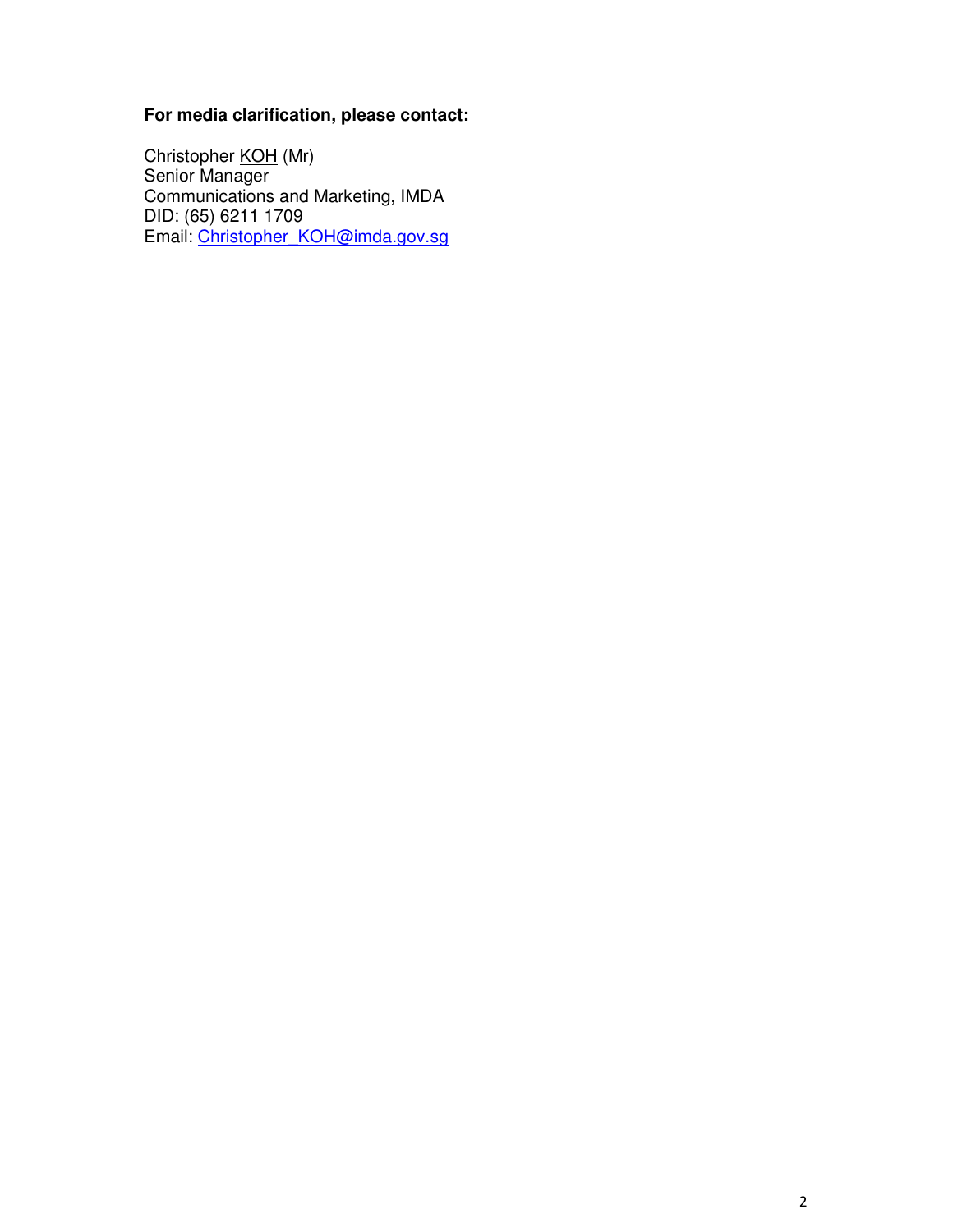**For media clarification, please contact:**

Christopher KOH (Mr)
Senior Manager
Communications and Marketing, IMDA
DID: (65) 6211 1709
Email: Christopher_KOH@imda.gov.sg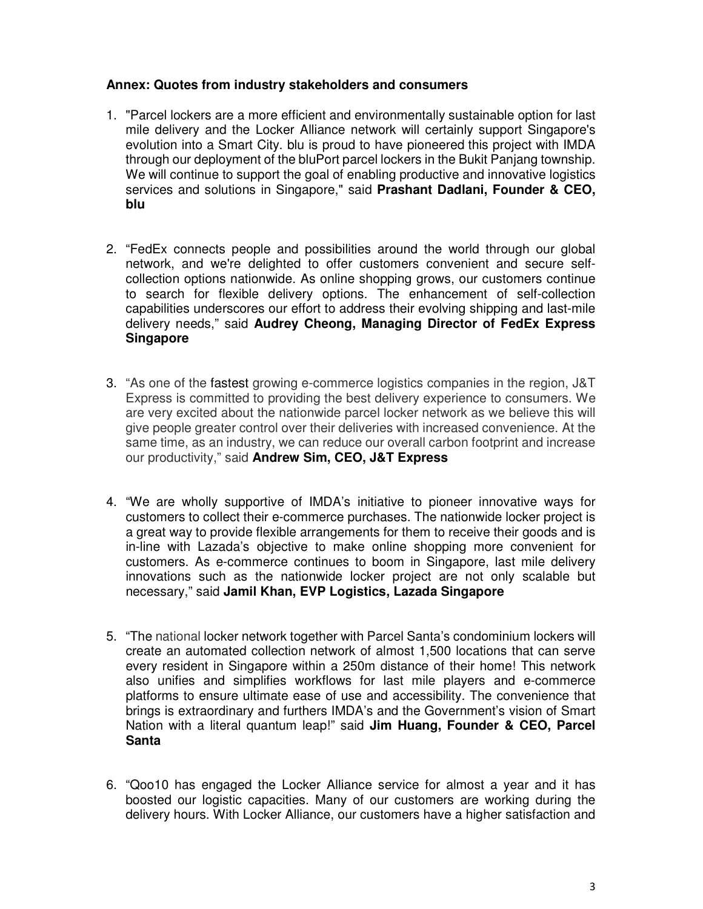**Annex: Quotes from industry stakeholders and consumers**

1. "Parcel lockers are a more efficient and environmentally sustainable option for last mile delivery and the Locker Alliance network will certainly support Singapore's evolution into a Smart City. blu is proud to have pioneered this project with IMDA through our deployment of the bluPort parcel lockers in the Bukit Panjang township. We will continue to support the goal of enabling productive and innovative logistics services and solutions in Singapore," said **Prashant Dadlani, Founder & CEO, blu**

2. "FedEx connects people and possibilities around the world through our global network, and we're delighted to offer customers convenient and secure self-collection options nationwide. As online shopping grows, our customers continue to search for flexible delivery options. The enhancement of self-collection capabilities underscores our effort to address their evolving shipping and last-mile delivery needs," said **Audrey Cheong, Managing Director of FedEx Express Singapore**

3. "As one of the fastest growing e-commerce logistics companies in the region, J&T Express is committed to providing the best delivery experience to consumers. We are very excited about the nationwide parcel locker network as we believe this will give people greater control over their deliveries with increased convenience. At the same time, as an industry, we can reduce our overall carbon footprint and increase our productivity," said **Andrew Sim, CEO, J&T Express**

4. "We are wholly supportive of IMDA's initiative to pioneer innovative ways for customers to collect their e-commerce purchases. The nationwide locker project is a great way to provide flexible arrangements for them to receive their goods and is in-line with Lazada's objective to make online shopping more convenient for customers. As e-commerce continues to boom in Singapore, last mile delivery innovations such as the nationwide locker project are not only scalable but necessary," said **Jamil Khan, EVP Logistics, Lazada Singapore**

5. "The national locker network together with Parcel Santa's condominium lockers will create an automated collection network of almost 1,500 locations that can serve every resident in Singapore within a 250m distance of their home! This network also unifies and simplifies workflows for last mile players and e-commerce platforms to ensure ultimate ease of use and accessibility. The convenience that brings is extraordinary and furthers IMDA's and the Government's vision of Smart Nation with a literal quantum leap!" said **Jim Huang, Founder & CEO, Parcel Santa**

6. "Qoo10 has engaged the Locker Alliance service for almost a year and it has boosted our logistic capacities. Many of our customers are working during the delivery hours. With Locker Alliance, our customers have a higher satisfaction and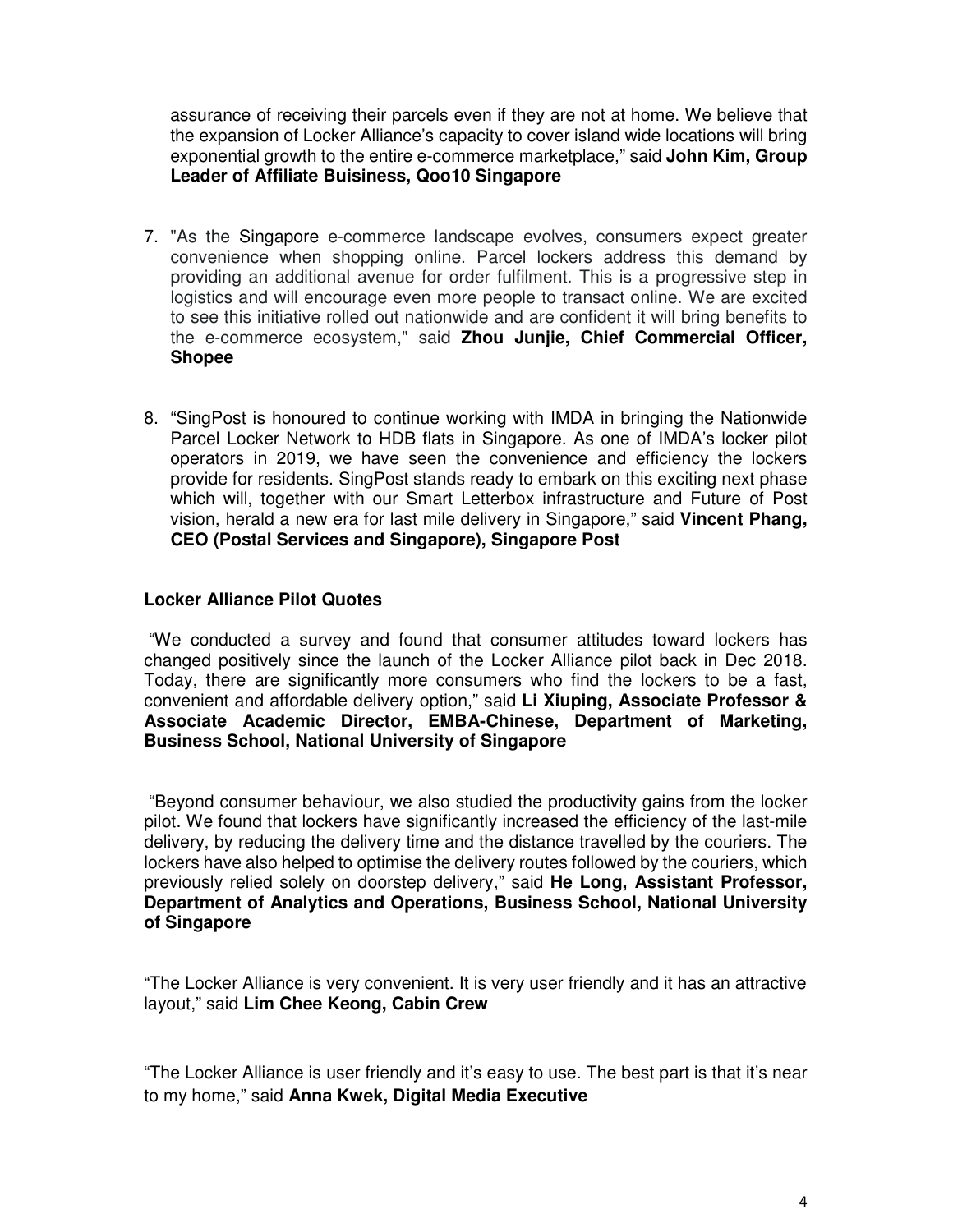assurance of receiving their parcels even if they are not at home. We believe that the expansion of Locker Alliance's capacity to cover island wide locations will bring exponential growth to the entire e-commerce marketplace," said **John Kim, Group Leader of Affiliate Buisiness, Qoo10 Singapore**

7. "As the Singapore e-commerce landscape evolves, consumers expect greater convenience when shopping online. Parcel lockers address this demand by providing an additional avenue for order fulfilment. This is a progressive step in logistics and will encourage even more people to transact online. We are excited to see this initiative rolled out nationwide and are confident it will bring benefits to the e-commerce ecosystem," said **Zhou Junjie, Chief Commercial Officer, Shopee**

8. "SingPost is honoured to continue working with IMDA in bringing the Nationwide Parcel Locker Network to HDB flats in Singapore. As one of IMDA's locker pilot operators in 2019, we have seen the convenience and efficiency the lockers provide for residents. SingPost stands ready to embark on this exciting next phase which will, together with our Smart Letterbox infrastructure and Future of Post vision, herald a new era for last mile delivery in Singapore," said **Vincent Phang, CEO (Postal Services and Singapore), Singapore Post**

**Locker Alliance Pilot Quotes**

"We conducted a survey and found that consumer attitudes toward lockers has changed positively since the launch of the Locker Alliance pilot back in Dec 2018. Today, there are significantly more consumers who find the lockers to be a fast, convenient and affordable delivery option," said **Li Xiuping, Associate Professor & Associate Academic Director, EMBA-Chinese, Department of Marketing, Business School, National University of Singapore**

"Beyond consumer behaviour, we also studied the productivity gains from the locker pilot. We found that lockers have significantly increased the efficiency of the last-mile delivery, by reducing the delivery time and the distance travelled by the couriers. The lockers have also helped to optimise the delivery routes followed by the couriers, which previously relied solely on doorstep delivery," said **He Long, Assistant Professor, Department of Analytics and Operations, Business School, National University of Singapore**

"The Locker Alliance is very convenient. It is very user friendly and it has an attractive layout," said **Lim Chee Keong, Cabin Crew**

"The Locker Alliance is user friendly and it's easy to use. The best part is that it's near to my home," said **Anna Kwek, Digital Media Executive**